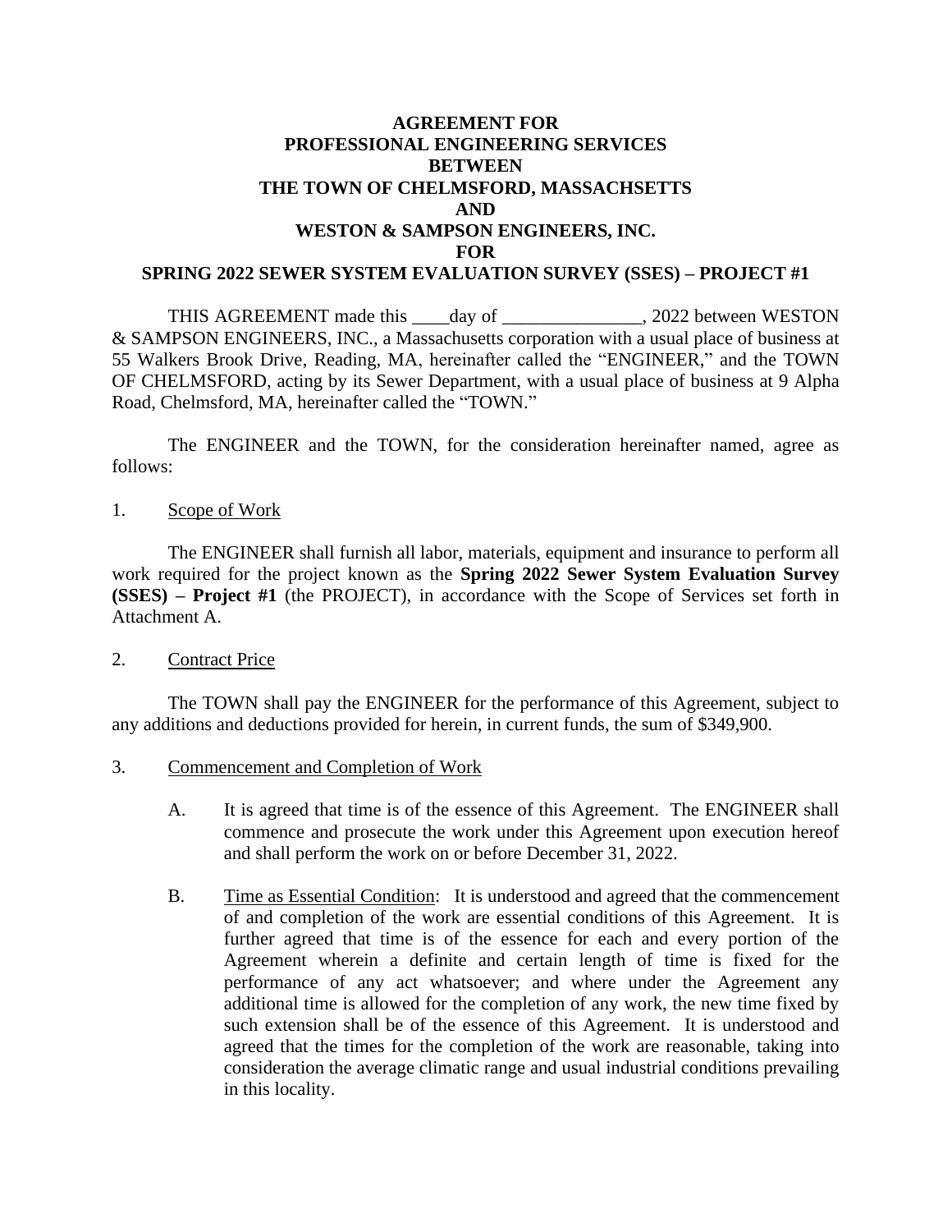# AGREEMENT FOR PROFESSIONAL ENGINEERING SERVICES BETWEEN THE TOWN OF CHELMSFORD, MASSACHSETTS AND WESTON & SAMPSON ENGINEERS, INC. FOR SPRING 2022 SEWER SYSTEM EVALUATION SURVEY (SSES) – PROJECT #1

THIS AGREEMENT made this ____day of _______________, 2022 between WESTON & SAMPSON ENGINEERS, INC., a Massachusetts corporation with a usual place of business at 55 Walkers Brook Drive, Reading, MA, hereinafter called the "ENGINEER," and the TOWN OF CHELMSFORD, acting by its Sewer Department, with a usual place of business at 9 Alpha Road, Chelmsford, MA, hereinafter called the "TOWN."

The ENGINEER and the TOWN, for the consideration hereinafter named, agree as follows:

1. <u>Scope of Work</u>

The ENGINEER shall furnish all labor, materials, equipment and insurance to perform all work required for the project known as the **Spring 2022 Sewer System Evaluation Survey (SSES) – Project #1** (the PROJECT), in accordance with the Scope of Services set forth in Attachment A.

2. <u>Contract Price</u>

The TOWN shall pay the ENGINEER for the performance of this Agreement, subject to any additions and deductions provided for herein, in current funds, the sum of $349,900.

3. <u>Commencement and Completion of Work</u>

   A. It is agreed that time is of the essence of this Agreement. The ENGINEER shall commence and prosecute the work under this Agreement upon execution hereof and shall perform the work on or before December 31, 2022.

   B. <u>Time as Essential Condition</u>: It is understood and agreed that the commencement of and completion of the work are essential conditions of this Agreement. It is further agreed that time is of the essence for each and every portion of the Agreement wherein a definite and certain length of time is fixed for the performance of any act whatsoever; and where under the Agreement any additional time is allowed for the completion of any work, the new time fixed by such extension shall be of the essence of this Agreement. It is understood and agreed that the times for the completion of the work are reasonable, taking into consideration the average climatic range and usual industrial conditions prevailing in this locality.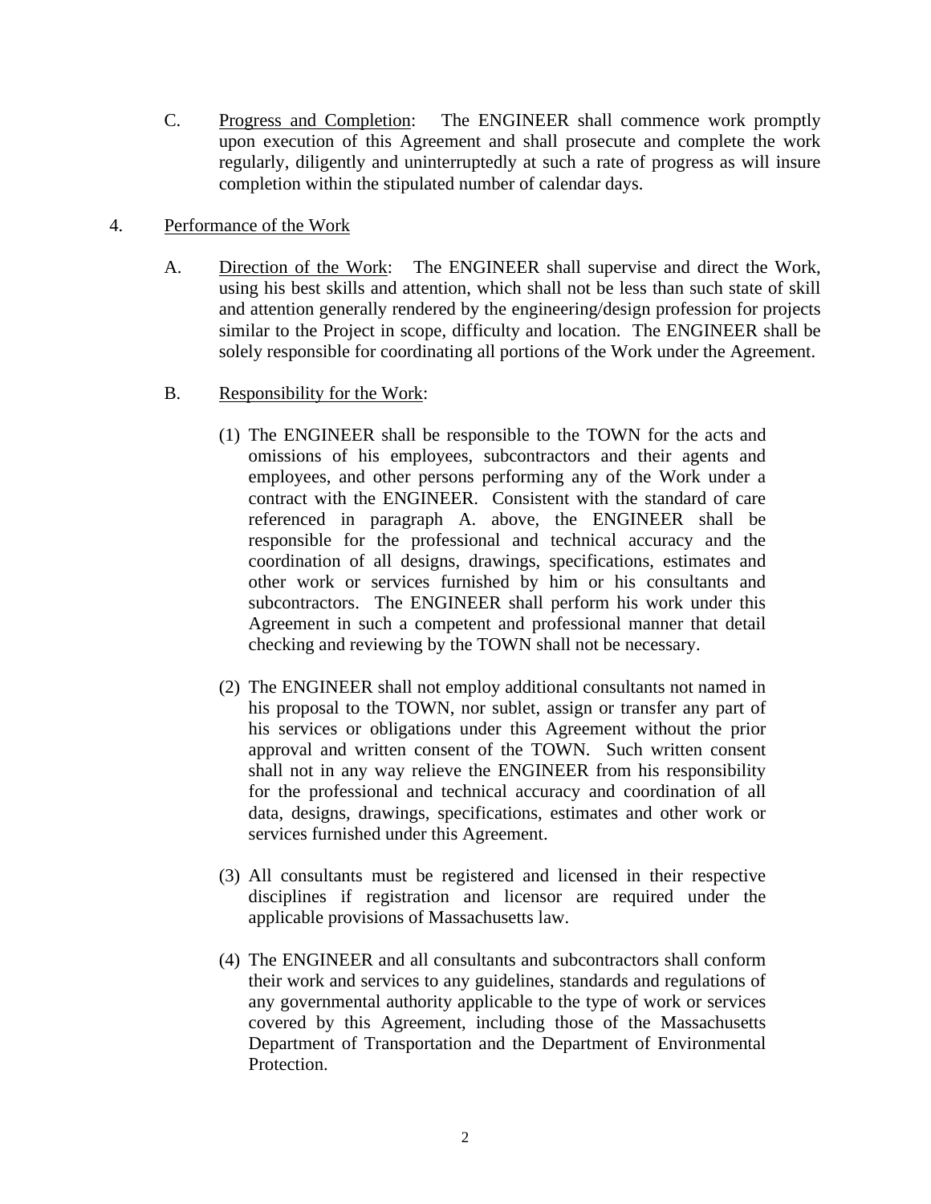C. Progress and Completion: The ENGINEER shall commence work promptly upon execution of this Agreement and shall prosecute and complete the work regularly, diligently and uninterruptedly at such a rate of progress as will insure completion within the stipulated number of calendar days.

4. Performance of the Work

A. Direction of the Work: The ENGINEER shall supervise and direct the Work, using his best skills and attention, which shall not be less than such state of skill and attention generally rendered by the engineering/design profession for projects similar to the Project in scope, difficulty and location. The ENGINEER shall be solely responsible for coordinating all portions of the Work under the Agreement.

B. Responsibility for the Work:

(1) The ENGINEER shall be responsible to the TOWN for the acts and omissions of his employees, subcontractors and their agents and employees, and other persons performing any of the Work under a contract with the ENGINEER. Consistent with the standard of care referenced in paragraph A. above, the ENGINEER shall be responsible for the professional and technical accuracy and the coordination of all designs, drawings, specifications, estimates and other work or services furnished by him or his consultants and subcontractors. The ENGINEER shall perform his work under this Agreement in such a competent and professional manner that detail checking and reviewing by the TOWN shall not be necessary.

(2) The ENGINEER shall not employ additional consultants not named in his proposal to the TOWN, nor sublet, assign or transfer any part of his services or obligations under this Agreement without the prior approval and written consent of the TOWN. Such written consent shall not in any way relieve the ENGINEER from his responsibility for the professional and technical accuracy and coordination of all data, designs, drawings, specifications, estimates and other work or services furnished under this Agreement.

(3) All consultants must be registered and licensed in their respective disciplines if registration and licensor are required under the applicable provisions of Massachusetts law.

(4) The ENGINEER and all consultants and subcontractors shall conform their work and services to any guidelines, standards and regulations of any governmental authority applicable to the type of work or services covered by this Agreement, including those of the Massachusetts Department of Transportation and the Department of Environmental Protection.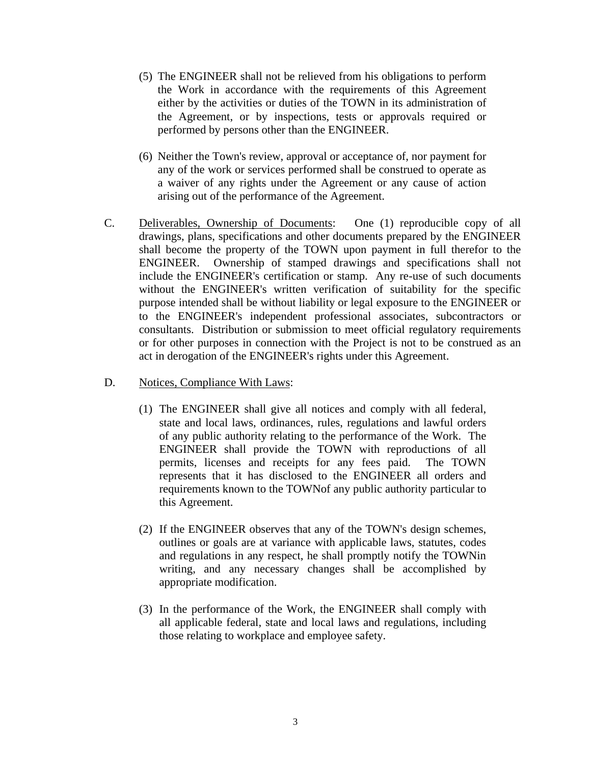(5) The ENGINEER shall not be relieved from his obligations to perform the Work in accordance with the requirements of this Agreement either by the activities or duties of the TOWN in its administration of the Agreement, or by inspections, tests or approvals required or performed by persons other than the ENGINEER.

(6) Neither the Town's review, approval or acceptance of, nor payment for any of the work or services performed shall be construed to operate as a waiver of any rights under the Agreement or any cause of action arising out of the performance of the Agreement.

C. <u>Deliverables, Ownership of Documents</u>: One (1) reproducible copy of all drawings, plans, specifications and other documents prepared by the ENGINEER shall become the property of the TOWN upon payment in full therefor to the ENGINEER. Ownership of stamped drawings and specifications shall not include the ENGINEER's certification or stamp. Any re-use of such documents without the ENGINEER's written verification of suitability for the specific purpose intended shall be without liability or legal exposure to the ENGINEER or to the ENGINEER's independent professional associates, subcontractors or consultants. Distribution or submission to meet official regulatory requirements or for other purposes in connection with the Project is not to be construed as an act in derogation of the ENGINEER's rights under this Agreement.

D. <u>Notices, Compliance With Laws</u>:

(1) The ENGINEER shall give all notices and comply with all federal, state and local laws, ordinances, rules, regulations and lawful orders of any public authority relating to the performance of the Work. The ENGINEER shall provide the TOWN with reproductions of all permits, licenses and receipts for any fees paid. The TOWN represents that it has disclosed to the ENGINEER all orders and requirements known to the TOWNof any public authority particular to this Agreement.

(2) If the ENGINEER observes that any of the TOWN's design schemes, outlines or goals are at variance with applicable laws, statutes, codes and regulations in any respect, he shall promptly notify the TOWNin writing, and any necessary changes shall be accomplished by appropriate modification.

(3) In the performance of the Work, the ENGINEER shall comply with all applicable federal, state and local laws and regulations, including those relating to workplace and employee safety.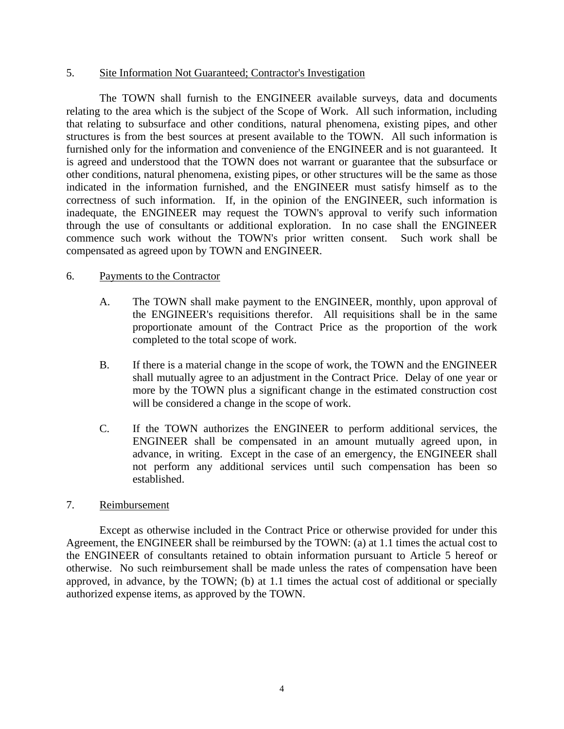5. <u>Site Information Not Guaranteed; Contractor's Investigation</u>

The TOWN shall furnish to the ENGINEER available surveys, data and documents relating to the area which is the subject of the Scope of Work. All such information, including that relating to subsurface and other conditions, natural phenomena, existing pipes, and other structures is from the best sources at present available to the TOWN. All such information is furnished only for the information and convenience of the ENGINEER and is not guaranteed. It is agreed and understood that the TOWN does not warrant or guarantee that the subsurface or other conditions, natural phenomena, existing pipes, or other structures will be the same as those indicated in the information furnished, and the ENGINEER must satisfy himself as to the correctness of such information. If, in the opinion of the ENGINEER, such information is inadequate, the ENGINEER may request the TOWN's approval to verify such information through the use of consultants or additional exploration. In no case shall the ENGINEER commence such work without the TOWN's prior written consent. Such work shall be compensated as agreed upon by TOWN and ENGINEER.

6. <u>Payments to the Contractor</u>

A. The TOWN shall make payment to the ENGINEER, monthly, upon approval of the ENGINEER's requisitions therefor. All requisitions shall be in the same proportionate amount of the Contract Price as the proportion of the work completed to the total scope of work.

B. If there is a material change in the scope of work, the TOWN and the ENGINEER shall mutually agree to an adjustment in the Contract Price. Delay of one year or more by the TOWN plus a significant change in the estimated construction cost will be considered a change in the scope of work.

C. If the TOWN authorizes the ENGINEER to perform additional services, the ENGINEER shall be compensated in an amount mutually agreed upon, in advance, in writing. Except in the case of an emergency, the ENGINEER shall not perform any additional services until such compensation has been so established.

7. <u>Reimbursement</u>

Except as otherwise included in the Contract Price or otherwise provided for under this Agreement, the ENGINEER shall be reimbursed by the TOWN: (a) at 1.1 times the actual cost to the ENGINEER of consultants retained to obtain information pursuant to Article 5 hereof or otherwise. No such reimbursement shall be made unless the rates of compensation have been approved, in advance, by the TOWN; (b) at 1.1 times the actual cost of additional or specially authorized expense items, as approved by the TOWN.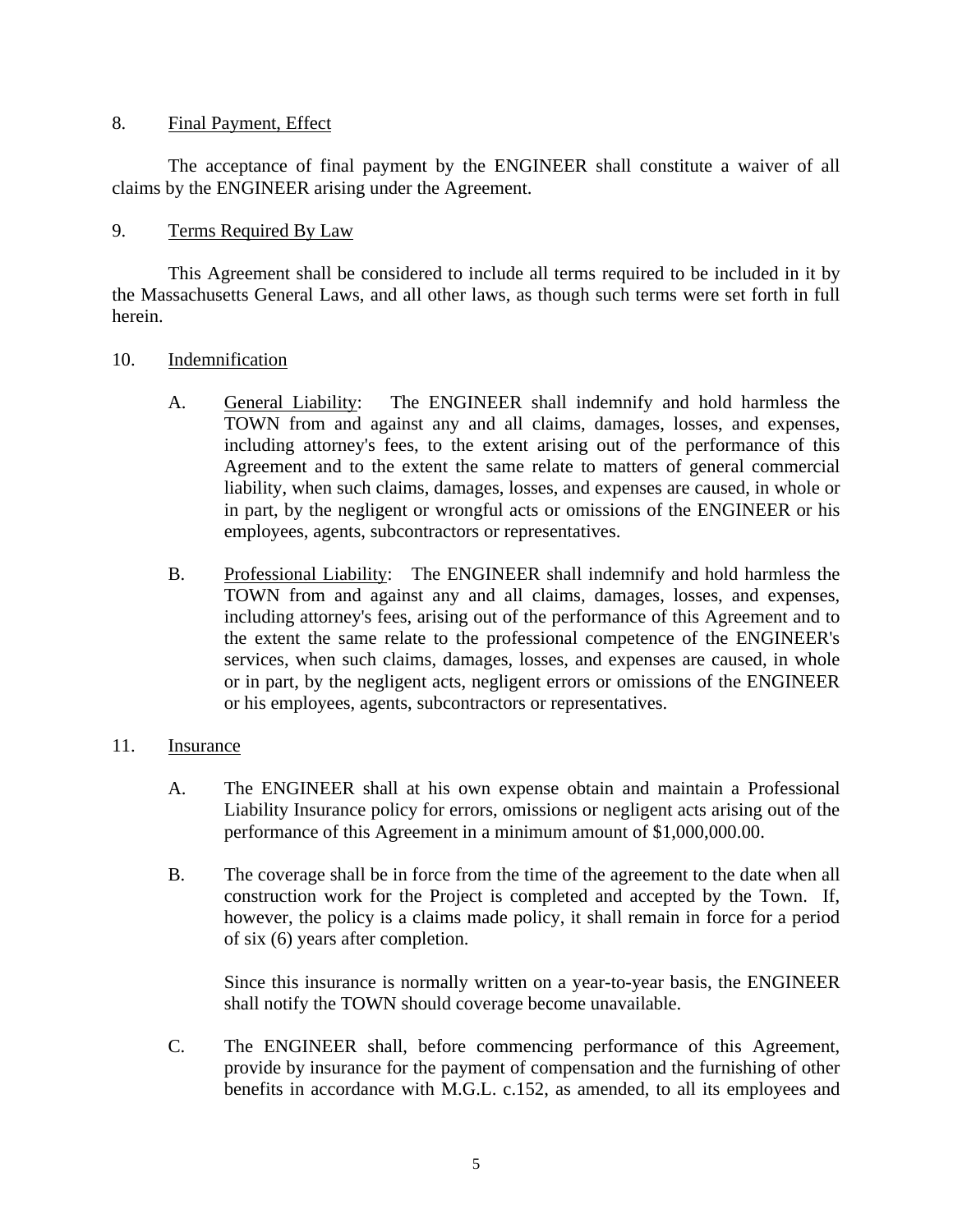8. Final Payment, Effect

The acceptance of final payment by the ENGINEER shall constitute a waiver of all claims by the ENGINEER arising under the Agreement.

9. Terms Required By Law

This Agreement shall be considered to include all terms required to be included in it by the Massachusetts General Laws, and all other laws, as though such terms were set forth in full herein.

10. Indemnification

A. General Liability: The ENGINEER shall indemnify and hold harmless the TOWN from and against any and all claims, damages, losses, and expenses, including attorney's fees, to the extent arising out of the performance of this Agreement and to the extent the same relate to matters of general commercial liability, when such claims, damages, losses, and expenses are caused, in whole or in part, by the negligent or wrongful acts or omissions of the ENGINEER or his employees, agents, subcontractors or representatives.

B. Professional Liability: The ENGINEER shall indemnify and hold harmless the TOWN from and against any and all claims, damages, losses, and expenses, including attorney's fees, arising out of the performance of this Agreement and to the extent the same relate to the professional competence of the ENGINEER's services, when such claims, damages, losses, and expenses are caused, in whole or in part, by the negligent acts, negligent errors or omissions of the ENGINEER or his employees, agents, subcontractors or representatives.

11. Insurance

A. The ENGINEER shall at his own expense obtain and maintain a Professional Liability Insurance policy for errors, omissions or negligent acts arising out of the performance of this Agreement in a minimum amount of $1,000,000.00.

B. The coverage shall be in force from the time of the agreement to the date when all construction work for the Project is completed and accepted by the Town. If, however, the policy is a claims made policy, it shall remain in force for a period of six (6) years after completion.

Since this insurance is normally written on a year-to-year basis, the ENGINEER shall notify the TOWN should coverage become unavailable.

C. The ENGINEER shall, before commencing performance of this Agreement, provide by insurance for the payment of compensation and the furnishing of other benefits in accordance with M.G.L. c.152, as amended, to all its employees and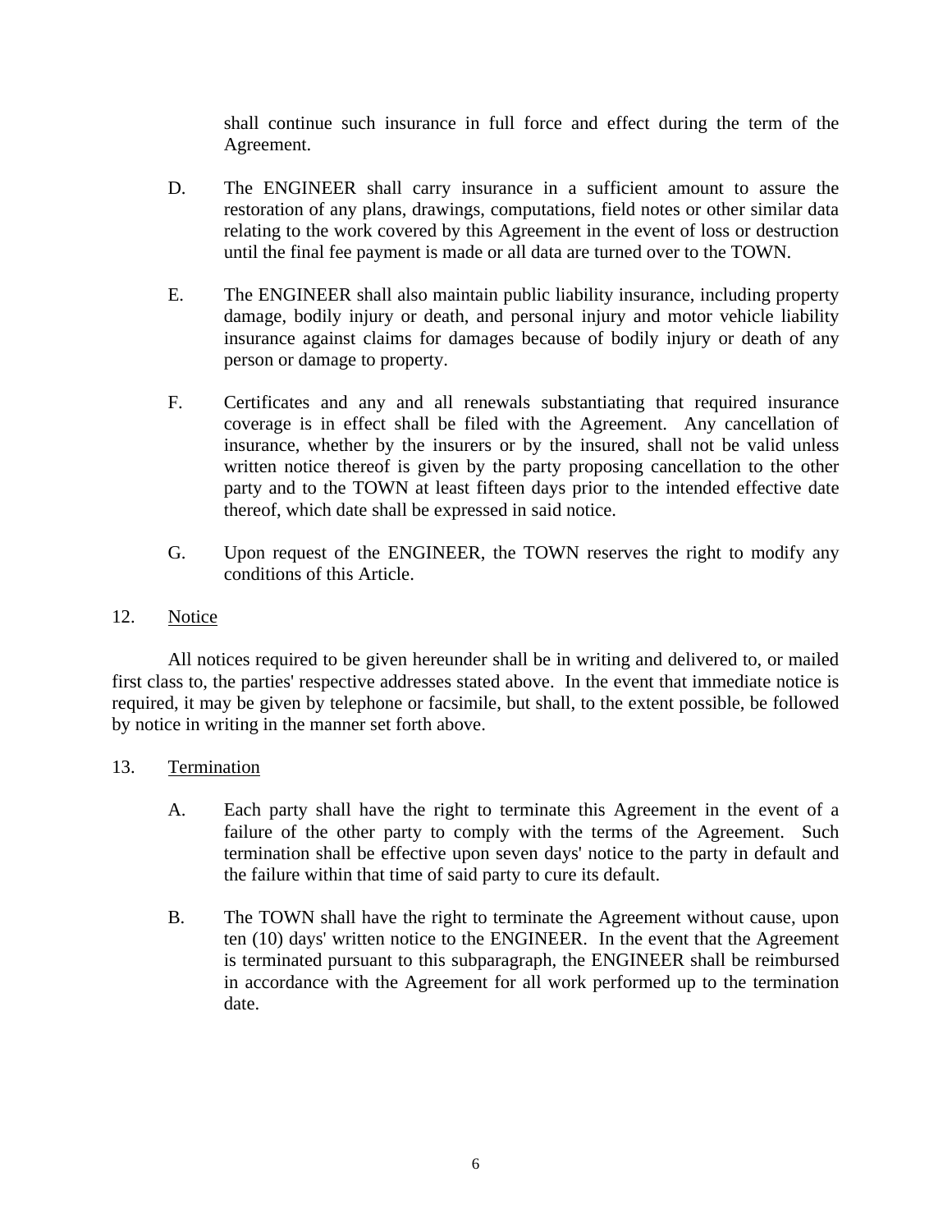shall continue such insurance in full force and effect during the term of the Agreement.

D. The ENGINEER shall carry insurance in a sufficient amount to assure the restoration of any plans, drawings, computations, field notes or other similar data relating to the work covered by this Agreement in the event of loss or destruction until the final fee payment is made or all data are turned over to the TOWN.

E. The ENGINEER shall also maintain public liability insurance, including property damage, bodily injury or death, and personal injury and motor vehicle liability insurance against claims for damages because of bodily injury or death of any person or damage to property.

F. Certificates and any and all renewals substantiating that required insurance coverage is in effect shall be filed with the Agreement. Any cancellation of insurance, whether by the insurers or by the insured, shall not be valid unless written notice thereof is given by the party proposing cancellation to the other party and to the TOWN at least fifteen days prior to the intended effective date thereof, which date shall be expressed in said notice.

G. Upon request of the ENGINEER, the TOWN reserves the right to modify any conditions of this Article.

12. Notice

All notices required to be given hereunder shall be in writing and delivered to, or mailed first class to, the parties' respective addresses stated above. In the event that immediate notice is required, it may be given by telephone or facsimile, but shall, to the extent possible, be followed by notice in writing in the manner set forth above.

13. Termination

A. Each party shall have the right to terminate this Agreement in the event of a failure of the other party to comply with the terms of the Agreement. Such termination shall be effective upon seven days' notice to the party in default and the failure within that time of said party to cure its default.

B. The TOWN shall have the right to terminate the Agreement without cause, upon ten (10) days' written notice to the ENGINEER. In the event that the Agreement is terminated pursuant to this subparagraph, the ENGINEER shall be reimbursed in accordance with the Agreement for all work performed up to the termination date.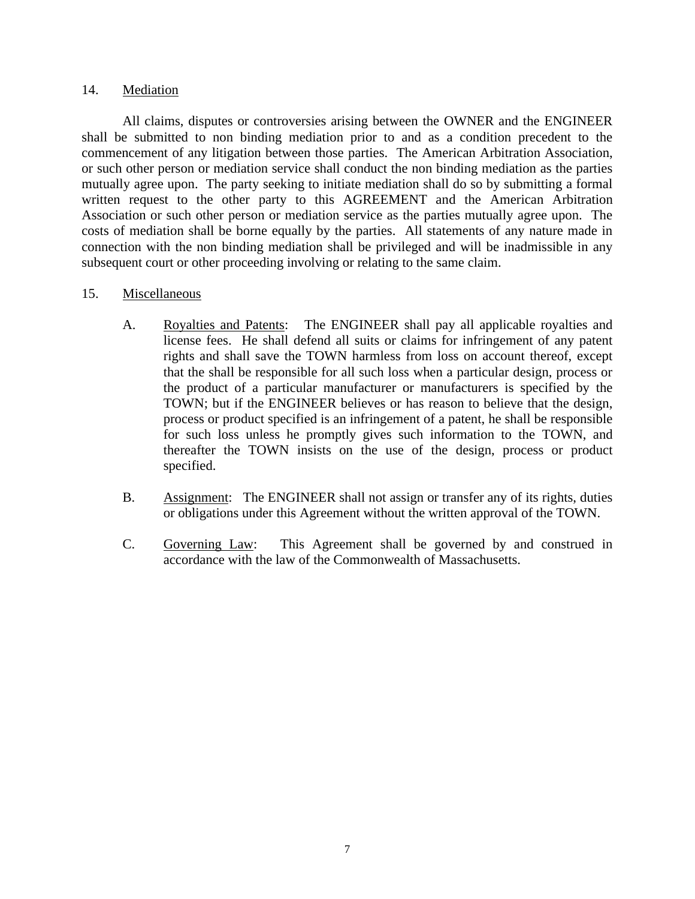14. <u>Mediation</u>

All claims, disputes or controversies arising between the OWNER and the ENGINEER shall be submitted to non binding mediation prior to and as a condition precedent to the commencement of any litigation between those parties. The American Arbitration Association, or such other person or mediation service shall conduct the non binding mediation as the parties mutually agree upon. The party seeking to initiate mediation shall do so by submitting a formal written request to the other party to this AGREEMENT and the American Arbitration Association or such other person or mediation service as the parties mutually agree upon. The costs of mediation shall be borne equally by the parties. All statements of any nature made in connection with the non binding mediation shall be privileged and will be inadmissible in any subsequent court or other proceeding involving or relating to the same claim.

15. <u>Miscellaneous</u>

A. <u>Royalties and Patents</u>: The ENGINEER shall pay all applicable royalties and license fees. He shall defend all suits or claims for infringement of any patent rights and shall save the TOWN harmless from loss on account thereof, except that the shall be responsible for all such loss when a particular design, process or the product of a particular manufacturer or manufacturers is specified by the TOWN; but if the ENGINEER believes or has reason to believe that the design, process or product specified is an infringement of a patent, he shall be responsible for such loss unless he promptly gives such information to the TOWN, and thereafter the TOWN insists on the use of the design, process or product specified.

B. <u>Assignment</u>: The ENGINEER shall not assign or transfer any of its rights, duties or obligations under this Agreement without the written approval of the TOWN.

C. <u>Governing Law</u>: This Agreement shall be governed by and construed in accordance with the law of the Commonwealth of Massachusetts.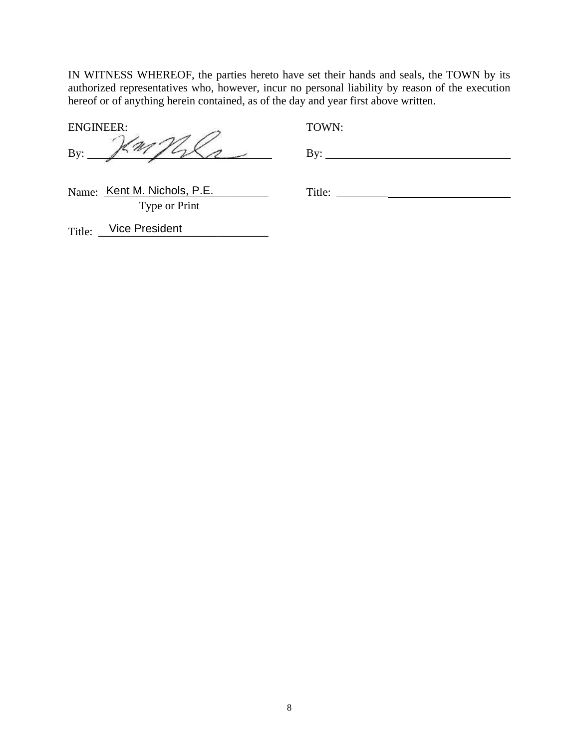IN WITNESS WHEREOF, the parties hereto have set their hands and seals, the TOWN by its authorized representatives who, however, incur no personal liability by reason of the execution hereof or of anything herein contained, as of the day and year first above written.

| ENGINEER: | TOWN: |
|---|---|
| By: _______________ | By: _______________ |
| Name: Kent M. Nichols, P.E. (Type or Print) | Title: _______________ |
| Title: Vice President | |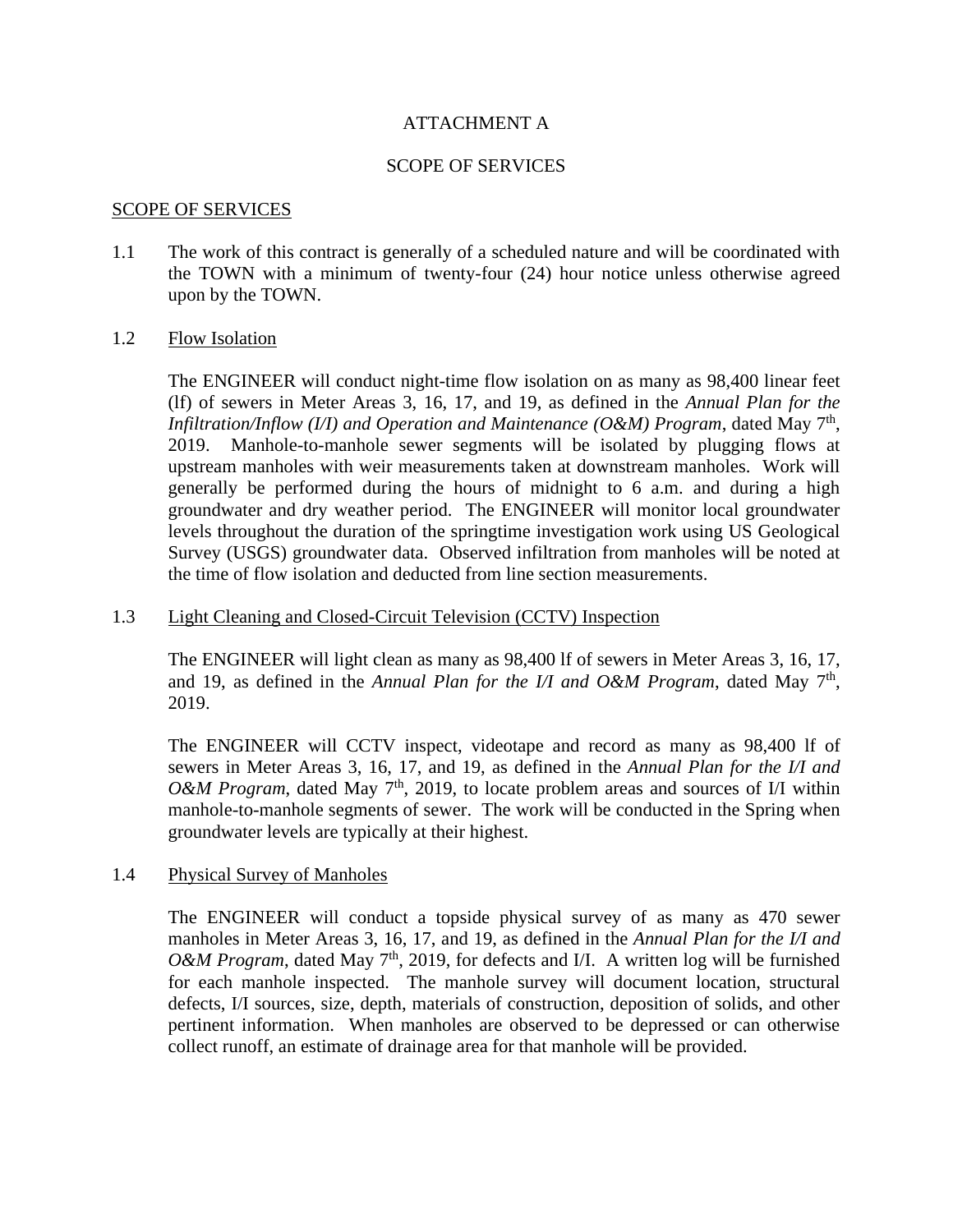ATTACHMENT A

SCOPE OF SERVICES

SCOPE OF SERVICES

1.1 The work of this contract is generally of a scheduled nature and will be coordinated with the TOWN with a minimum of twenty-four (24) hour notice unless otherwise agreed upon by the TOWN.

1.2 Flow Isolation

The ENGINEER will conduct night-time flow isolation on as many as 98,400 linear feet (lf) of sewers in Meter Areas 3, 16, 17, and 19, as defined in the *Annual Plan for the Infiltration/Inflow (I/I) and Operation and Maintenance (O&M) Program*, dated May 7th, 2019. Manhole-to-manhole sewer segments will be isolated by plugging flows at upstream manholes with weir measurements taken at downstream manholes. Work will generally be performed during the hours of midnight to 6 a.m. and during a high groundwater and dry weather period. The ENGINEER will monitor local groundwater levels throughout the duration of the springtime investigation work using US Geological Survey (USGS) groundwater data. Observed infiltration from manholes will be noted at the time of flow isolation and deducted from line section measurements.

1.3 Light Cleaning and Closed-Circuit Television (CCTV) Inspection

The ENGINEER will light clean as many as 98,400 lf of sewers in Meter Areas 3, 16, 17, and 19, as defined in the *Annual Plan for the I/I and O&M Program*, dated May 7th, 2019.

The ENGINEER will CCTV inspect, videotape and record as many as 98,400 lf of sewers in Meter Areas 3, 16, 17, and 19, as defined in the *Annual Plan for the I/I and O&M Program*, dated May 7th, 2019, to locate problem areas and sources of I/I within manhole-to-manhole segments of sewer. The work will be conducted in the Spring when groundwater levels are typically at their highest.

1.4 Physical Survey of Manholes

The ENGINEER will conduct a topside physical survey of as many as 470 sewer manholes in Meter Areas 3, 16, 17, and 19, as defined in the *Annual Plan for the I/I and O&M Program*, dated May 7th, 2019, for defects and I/I. A written log will be furnished for each manhole inspected. The manhole survey will document location, structural defects, I/I sources, size, depth, materials of construction, deposition of solids, and other pertinent information. When manholes are observed to be depressed or can otherwise collect runoff, an estimate of drainage area for that manhole will be provided.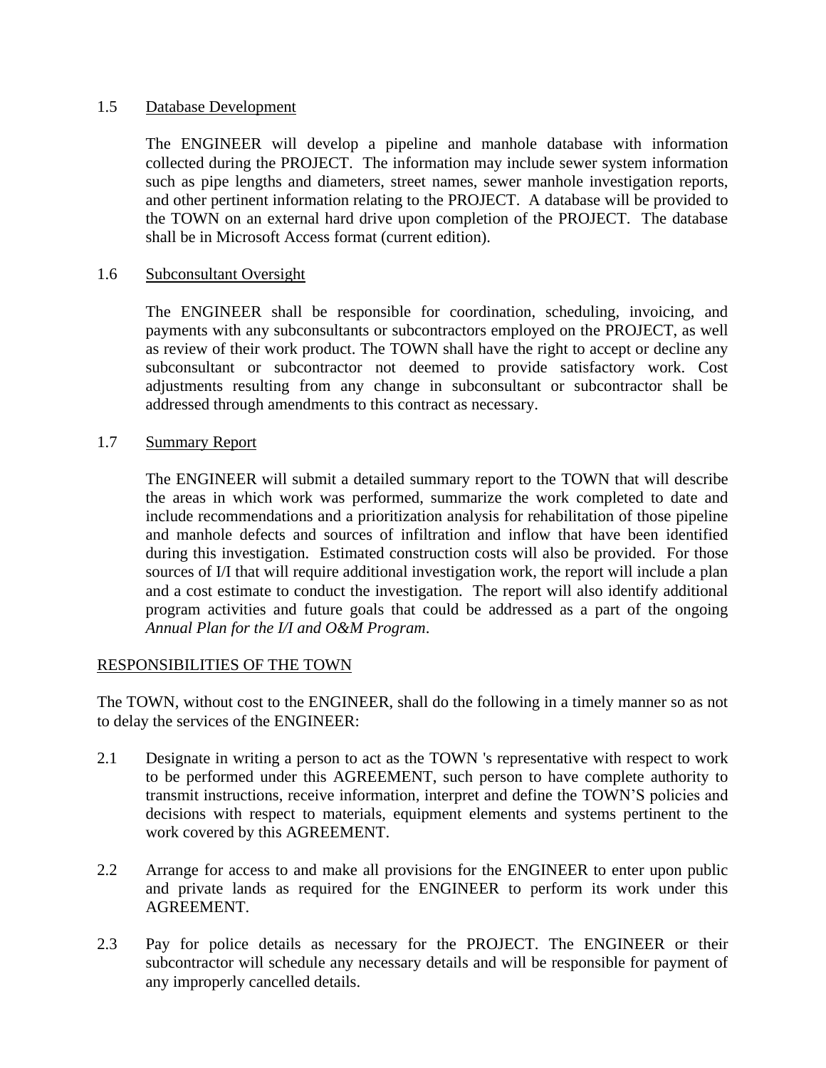1.5 Database Development

The ENGINEER will develop a pipeline and manhole database with information collected during the PROJECT. The information may include sewer system information such as pipe lengths and diameters, street names, sewer manhole investigation reports, and other pertinent information relating to the PROJECT. A database will be provided to the TOWN on an external hard drive upon completion of the PROJECT. The database shall be in Microsoft Access format (current edition).

1.6 Subconsultant Oversight

The ENGINEER shall be responsible for coordination, scheduling, invoicing, and payments with any subconsultants or subcontractors employed on the PROJECT, as well as review of their work product. The TOWN shall have the right to accept or decline any subconsultant or subcontractor not deemed to provide satisfactory work. Cost adjustments resulting from any change in subconsultant or subcontractor shall be addressed through amendments to this contract as necessary.

1.7 Summary Report

The ENGINEER will submit a detailed summary report to the TOWN that will describe the areas in which work was performed, summarize the work completed to date and include recommendations and a prioritization analysis for rehabilitation of those pipeline and manhole defects and sources of infiltration and inflow that have been identified during this investigation. Estimated construction costs will also be provided. For those sources of I/I that will require additional investigation work, the report will include a plan and a cost estimate to conduct the investigation. The report will also identify additional program activities and future goals that could be addressed as a part of the ongoing *Annual Plan for the I/I and O&M Program*.

RESPONSIBILITIES OF THE TOWN

The TOWN, without cost to the ENGINEER, shall do the following in a timely manner so as not to delay the services of the ENGINEER:

2.1 Designate in writing a person to act as the TOWN 's representative with respect to work to be performed under this AGREEMENT, such person to have complete authority to transmit instructions, receive information, interpret and define the TOWN'S policies and decisions with respect to materials, equipment elements and systems pertinent to the work covered by this AGREEMENT.

2.2 Arrange for access to and make all provisions for the ENGINEER to enter upon public and private lands as required for the ENGINEER to perform its work under this AGREEMENT.

2.3 Pay for police details as necessary for the PROJECT. The ENGINEER or their subcontractor will schedule any necessary details and will be responsible for payment of any improperly cancelled details.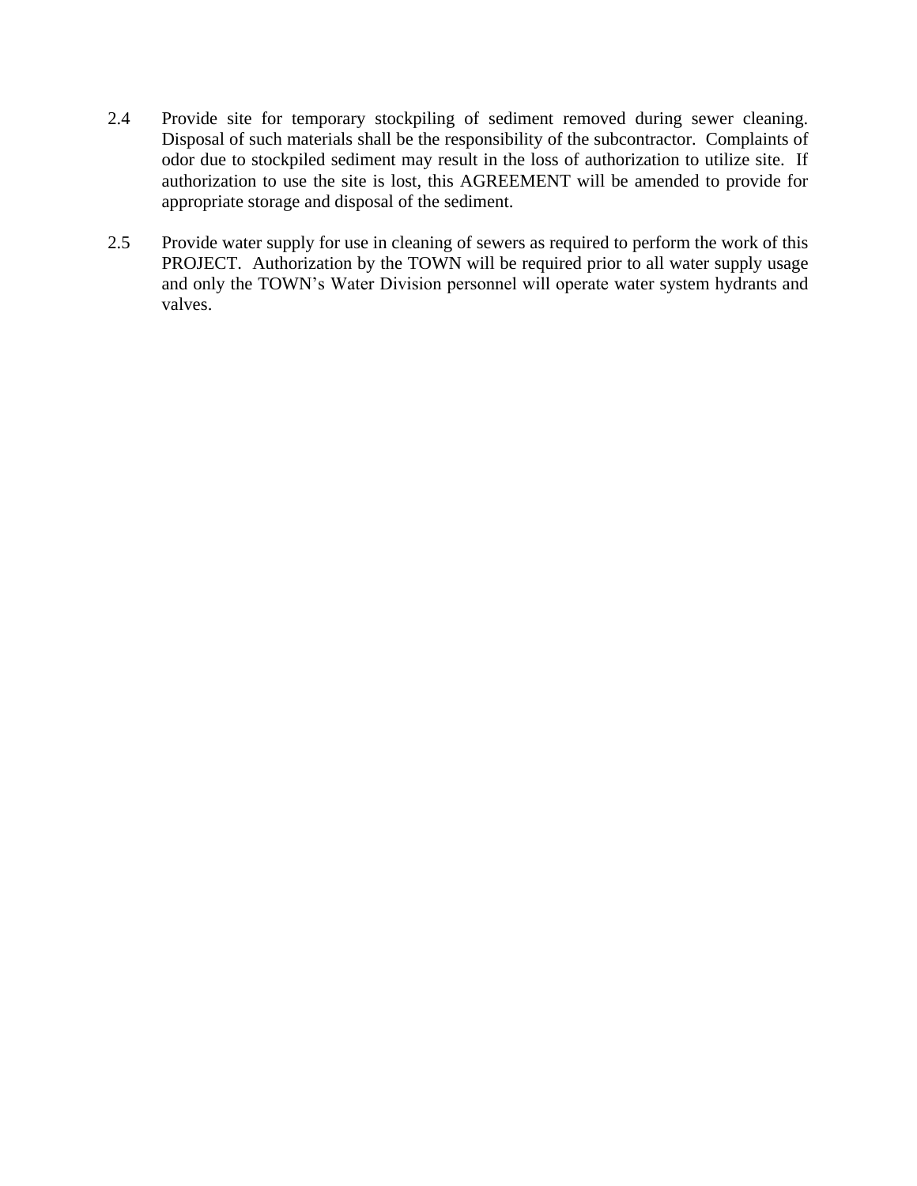2.4 Provide site for temporary stockpiling of sediment removed during sewer cleaning. Disposal of such materials shall be the responsibility of the subcontractor. Complaints of odor due to stockpiled sediment may result in the loss of authorization to utilize site. If authorization to use the site is lost, this AGREEMENT will be amended to provide for appropriate storage and disposal of the sediment.

2.5 Provide water supply for use in cleaning of sewers as required to perform the work of this PROJECT. Authorization by the TOWN will be required prior to all water supply usage and only the TOWN's Water Division personnel will operate water system hydrants and valves.